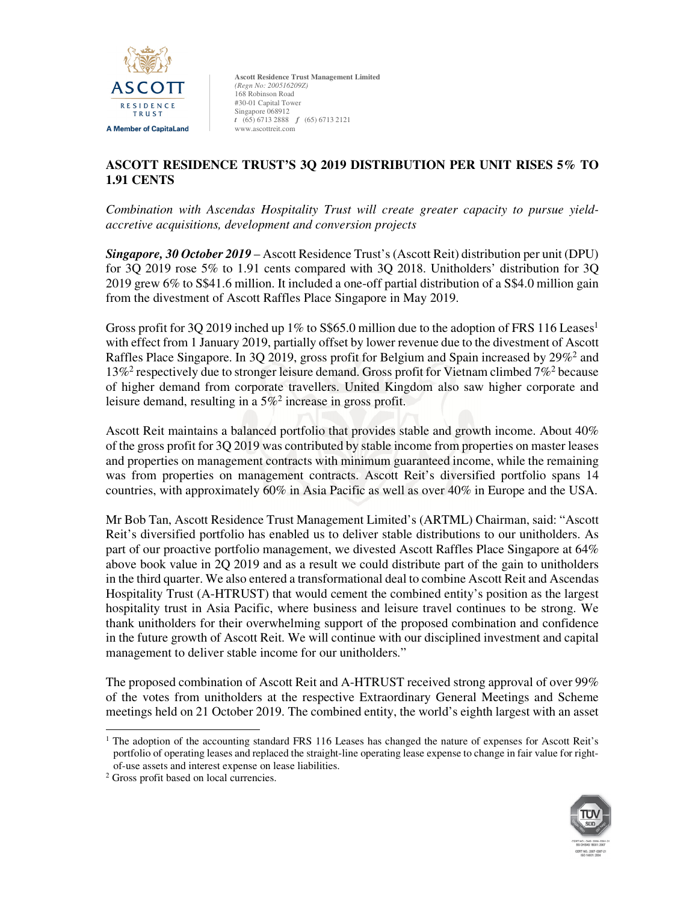Ascott Residence Trust Management Limited
*(Regn No: 200516209Z)*
168 Robinson Road
#30-01 Capital Tower
Singapore 068912
t (65) 6713 2888 f (65) 6713 2121
www.ascottreit.com

# ASCOTT RESIDENCE TRUST'S 3Q 2019 DISTRIBUTION PER UNIT RISES 5% TO 1.91 CENTS

*Combination with Ascendas Hospitality Trust will create greater capacity to pursue yield-accretive acquisitions, development and conversion projects*

***Singapore, 30 October 2019*** – Ascott Residence Trust's (Ascott Reit) distribution per unit (DPU) for 3Q 2019 rose 5% to 1.91 cents compared with 3Q 2018. Unitholders' distribution for 3Q 2019 grew 6% to S$41.6 million. It included a one-off partial distribution of a S$4.0 million gain from the divestment of Ascott Raffles Place Singapore in May 2019.

Gross profit for 3Q 2019 inched up 1% to S$65.0 million due to the adoption of FRS 116 Leases[1] with effect from 1 January 2019, partially offset by lower revenue due to the divestment of Ascott Raffles Place Singapore. In 3Q 2019, gross profit for Belgium and Spain increased by 29%[2] and 13%[2] respectively due to stronger leisure demand. Gross profit for Vietnam climbed 7%[2] because of higher demand from corporate travellers. United Kingdom also saw higher corporate and leisure demand, resulting in a 5%[2] increase in gross profit.

Ascott Reit maintains a balanced portfolio that provides stable and growth income. About 40% of the gross profit for 3Q 2019 was contributed by stable income from properties on master leases and properties on management contracts with minimum guaranteed income, while the remaining was from properties on management contracts. Ascott Reit's diversified portfolio spans 14 countries, with approximately 60% in Asia Pacific as well as over 40% in Europe and the USA.

Mr Bob Tan, Ascott Residence Trust Management Limited's (ARTML) Chairman, said: "Ascott Reit's diversified portfolio has enabled us to deliver stable distributions to our unitholders. As part of our proactive portfolio management, we divested Ascott Raffles Place Singapore at 64% above book value in 2Q 2019 and as a result we could distribute part of the gain to unitholders in the third quarter. We also entered a transformational deal to combine Ascott Reit and Ascendas Hospitality Trust (A-HTRUST) that would cement the combined entity's position as the largest hospitality trust in Asia Pacific, where business and leisure travel continues to be strong. We thank unitholders for their overwhelming support of the proposed combination and confidence in the future growth of Ascott Reit. We will continue with our disciplined investment and capital management to deliver stable income for our unitholders."

The proposed combination of Ascott Reit and A-HTRUST received strong approval of over 99% of the votes from unitholders at the respective Extraordinary General Meetings and Scheme meetings held on 21 October 2019. The combined entity, the world's eighth largest with an asset

---

[1] The adoption of the accounting standard FRS 116 Leases has changed the nature of expenses for Ascott Reit's portfolio of operating leases and replaced the straight-line operating lease expense to change in fair value for right-of-use assets and interest expense on lease liabilities.

[2] Gross profit based on local currencies.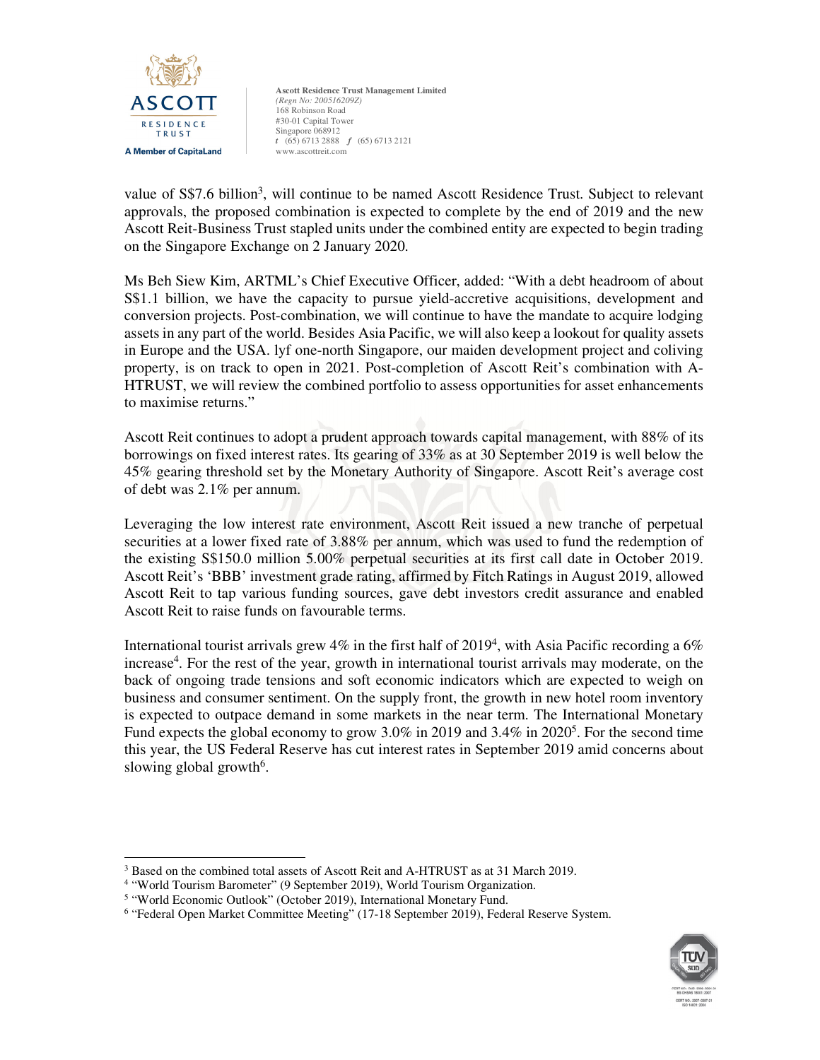value of S$7.6 billion[3], will continue to be named Ascott Residence Trust. Subject to relevant approvals, the proposed combination is expected to complete by the end of 2019 and the new Ascott Reit-Business Trust stapled units under the combined entity are expected to begin trading on the Singapore Exchange on 2 January 2020.

Ms Beh Siew Kim, ARTML's Chief Executive Officer, added: "With a debt headroom of about S$1.1 billion, we have the capacity to pursue yield-accretive acquisitions, development and conversion projects. Post-combination, we will continue to have the mandate to acquire lodging assets in any part of the world. Besides Asia Pacific, we will also keep a lookout for quality assets in Europe and the USA. lyf one-north Singapore, our maiden development project and coliving property, is on track to open in 2021. Post-completion of Ascott Reit's combination with A-HTRUST, we will review the combined portfolio to assess opportunities for asset enhancements to maximise returns."

Ascott Reit continues to adopt a prudent approach towards capital management, with 88% of its borrowings on fixed interest rates. Its gearing of 33% as at 30 September 2019 is well below the 45% gearing threshold set by the Monetary Authority of Singapore. Ascott Reit's average cost of debt was 2.1% per annum.

Leveraging the low interest rate environment, Ascott Reit issued a new tranche of perpetual securities at a lower fixed rate of 3.88% per annum, which was used to fund the redemption of the existing S$150.0 million 5.00% perpetual securities at its first call date in October 2019. Ascott Reit's 'BBB' investment grade rating, affirmed by Fitch Ratings in August 2019, allowed Ascott Reit to tap various funding sources, gave debt investors credit assurance and enabled Ascott Reit to raise funds on favourable terms.

International tourist arrivals grew 4% in the first half of 2019[4], with Asia Pacific recording a 6% increase[4]. For the rest of the year, growth in international tourist arrivals may moderate, on the back of ongoing trade tensions and soft economic indicators which are expected to weigh on business and consumer sentiment. On the supply front, the growth in new hotel room inventory is expected to outpace demand in some markets in the near term. The International Monetary Fund expects the global economy to grow 3.0% in 2019 and 3.4% in 2020[5]. For the second time this year, the US Federal Reserve has cut interest rates in September 2019 amid concerns about slowing global growth[6].

---

[3] Based on the combined total assets of Ascott Reit and A-HTRUST as at 31 March 2019.

[4] "World Tourism Barometer" (9 September 2019), World Tourism Organization.

[5] "World Economic Outlook" (October 2019), International Monetary Fund.

[6] "Federal Open Market Committee Meeting" (17-18 September 2019), Federal Reserve System.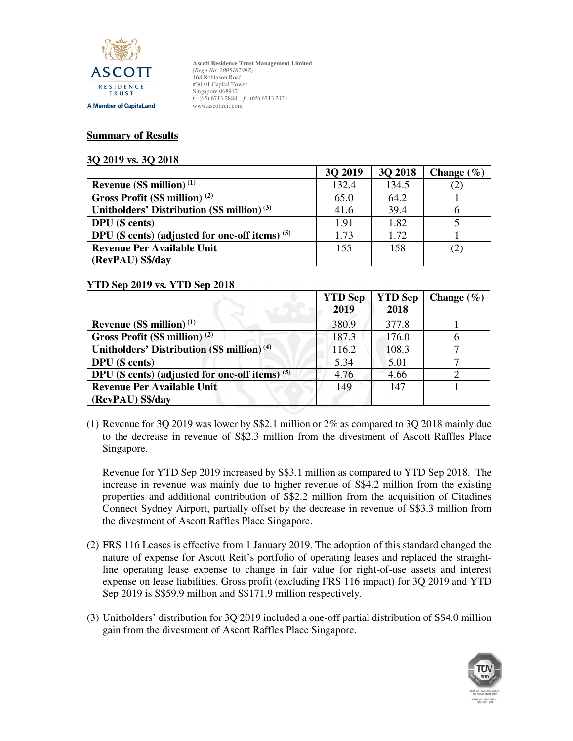Ascott Residence Trust Management Limited
*(Regn No: 200516209Z)*
168 Robinson Road
#30-01 Capital Tower
Singapore 068912
*t* (65) 6713 2888 *f* (65) 6713 2121
www.ascottreit.com

## Summary of Results

### 3Q 2019 vs. 3Q 2018

| | 3Q 2019 | 3Q 2018 | Change (%) |
|---|---|---|---|
| **Revenue (S$ million)** (1) | 132.4 | 134.5 | (2) |
| **Gross Profit (S$ million)** (2) | 65.0 | 64.2 | 1 |
| **Unitholders' Distribution (S$ million)** (3) | 41.6 | 39.4 | 6 |
| **DPU (S cents)** | 1.91 | 1.82 | 5 |
| **DPU (S cents) (adjusted for one-off items)** (5) | 1.73 | 1.72 | 1 |
| **Revenue Per Available Unit (RevPAU) S$/day** | 155 | 158 | (2) |

### YTD Sep 2019 vs. YTD Sep 2018

| | YTD Sep 2019 | YTD Sep 2018 | Change (%) |
|---|---|---|---|
| **Revenue (S$ million)** (1) | 380.9 | 377.8 | 1 |
| **Gross Profit (S$ million)** (2) | 187.3 | 176.0 | 6 |
| **Unitholders' Distribution (S$ million)** (4) | 116.2 | 108.3 | 7 |
| **DPU (S cents)** | 5.34 | 5.01 | 7 |
| **DPU (S cents) (adjusted for one-off items)** (5) | 4.76 | 4.66 | 2 |
| **Revenue Per Available Unit (RevPAU) S$/day** | 149 | 147 | 1 |

(1) Revenue for 3Q 2019 was lower by S$2.1 million or 2% as compared to 3Q 2018 mainly due to the decrease in revenue of S$2.3 million from the divestment of Ascott Raffles Place Singapore.

Revenue for YTD Sep 2019 increased by S$3.1 million as compared to YTD Sep 2018. The increase in revenue was mainly due to higher revenue of S$4.2 million from the existing properties and additional contribution of S$2.2 million from the acquisition of Citadines Connect Sydney Airport, partially offset by the decrease in revenue of S$3.3 million from the divestment of Ascott Raffles Place Singapore.

(2) FRS 116 Leases is effective from 1 January 2019. The adoption of this standard changed the nature of expense for Ascott Reit's portfolio of operating leases and replaced the straight-line operating lease expense to change in fair value for right-of-use assets and interest expense on lease liabilities. Gross profit (excluding FRS 116 impact) for 3Q 2019 and YTD Sep 2019 is S$59.9 million and S$171.9 million respectively.

(3) Unitholders' distribution for 3Q 2019 included a one-off partial distribution of S$4.0 million gain from the divestment of Ascott Raffles Place Singapore.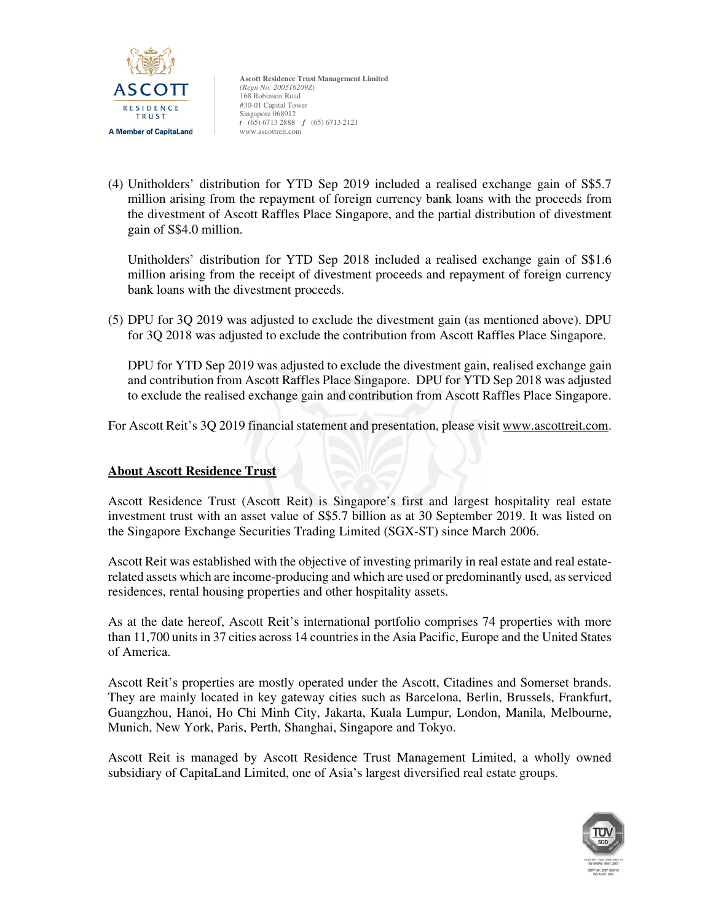(4) Unitholders' distribution for YTD Sep 2019 included a realised exchange gain of S$5.7 million arising from the repayment of foreign currency bank loans with the proceeds from the divestment of Ascott Raffles Place Singapore, and the partial distribution of divestment gain of S$4.0 million.

Unitholders' distribution for YTD Sep 2018 included a realised exchange gain of S$1.6 million arising from the receipt of divestment proceeds and repayment of foreign currency bank loans with the divestment proceeds.

(5) DPU for 3Q 2019 was adjusted to exclude the divestment gain (as mentioned above). DPU for 3Q 2018 was adjusted to exclude the contribution from Ascott Raffles Place Singapore.

DPU for YTD Sep 2019 was adjusted to exclude the divestment gain, realised exchange gain and contribution from Ascott Raffles Place Singapore. DPU for YTD Sep 2018 was adjusted to exclude the realised exchange gain and contribution from Ascott Raffles Place Singapore.

For Ascott Reit's 3Q 2019 financial statement and presentation, please visit www.ascottreit.com.

## About Ascott Residence Trust

Ascott Residence Trust (Ascott Reit) is Singapore's first and largest hospitality real estate investment trust with an asset value of S$5.7 billion as at 30 September 2019. It was listed on the Singapore Exchange Securities Trading Limited (SGX-ST) since March 2006.

Ascott Reit was established with the objective of investing primarily in real estate and real estate-related assets which are income-producing and which are used or predominantly used, as serviced residences, rental housing properties and other hospitality assets.

As at the date hereof, Ascott Reit's international portfolio comprises 74 properties with more than 11,700 units in 37 cities across 14 countries in the Asia Pacific, Europe and the United States of America.

Ascott Reit's properties are mostly operated under the Ascott, Citadines and Somerset brands. They are mainly located in key gateway cities such as Barcelona, Berlin, Brussels, Frankfurt, Guangzhou, Hanoi, Ho Chi Minh City, Jakarta, Kuala Lumpur, London, Manila, Melbourne, Munich, New York, Paris, Perth, Shanghai, Singapore and Tokyo.

Ascott Reit is managed by Ascott Residence Trust Management Limited, a wholly owned subsidiary of CapitaLand Limited, one of Asia's largest diversified real estate groups.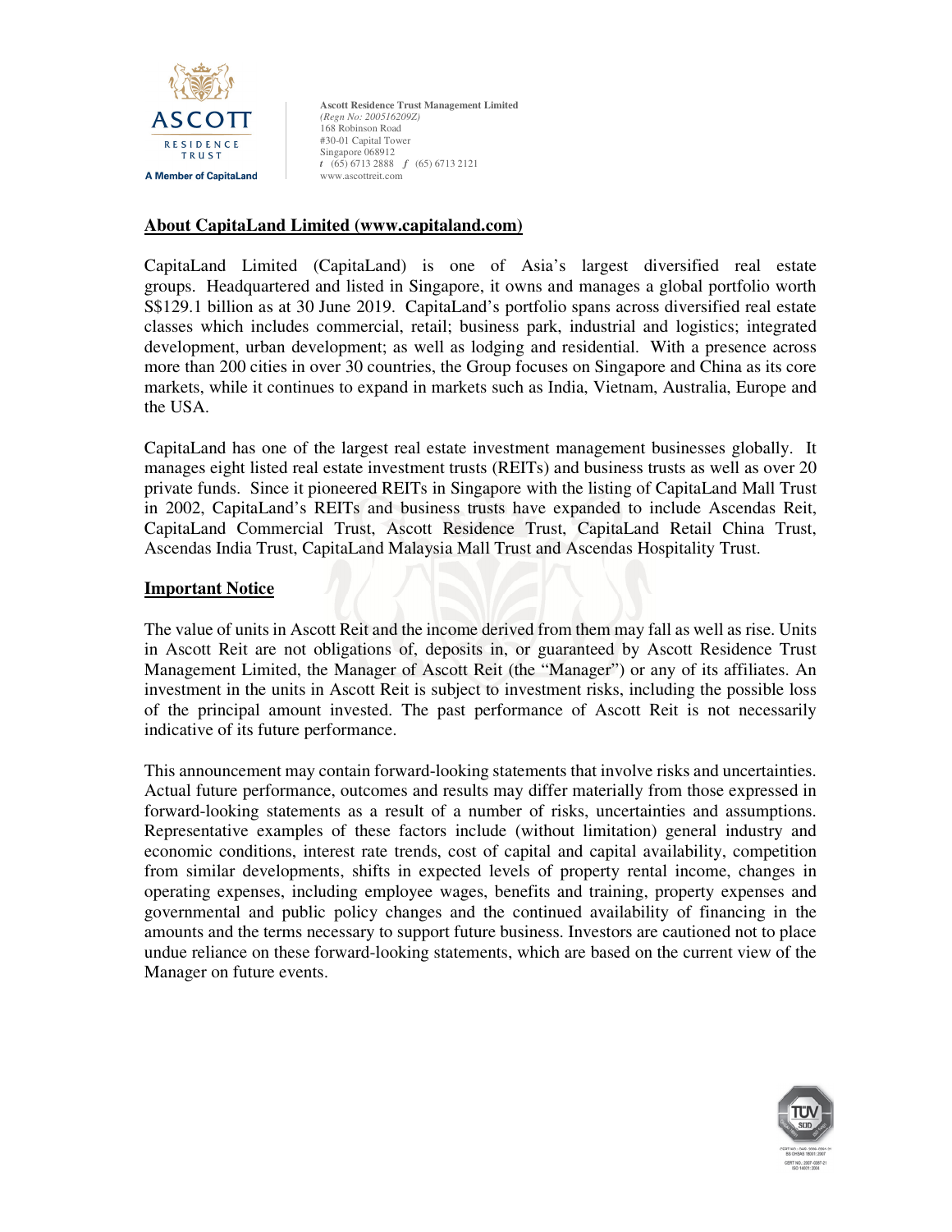**Ascott Residence Trust Management Limited**
*(Regn No: 200516209Z)*
168 Robinson Road
#30-01 Capital Tower
Singapore 068912
t (65) 6713 2888 f (65) 6713 2121
www.ascottreit.com

## About CapitaLand Limited (www.capitaland.com)

CapitaLand Limited (CapitaLand) is one of Asia's largest diversified real estate groups. Headquartered and listed in Singapore, it owns and manages a global portfolio worth S$129.1 billion as at 30 June 2019. CapitaLand's portfolio spans across diversified real estate classes which includes commercial, retail; business park, industrial and logistics; integrated development, urban development; as well as lodging and residential. With a presence across more than 200 cities in over 30 countries, the Group focuses on Singapore and China as its core markets, while it continues to expand in markets such as India, Vietnam, Australia, Europe and the USA.

CapitaLand has one of the largest real estate investment management businesses globally. It manages eight listed real estate investment trusts (REITs) and business trusts as well as over 20 private funds. Since it pioneered REITs in Singapore with the listing of CapitaLand Mall Trust in 2002, CapitaLand's REITs and business trusts have expanded to include Ascendas Reit, CapitaLand Commercial Trust, Ascott Residence Trust, CapitaLand Retail China Trust, Ascendas India Trust, CapitaLand Malaysia Mall Trust and Ascendas Hospitality Trust.

## Important Notice

The value of units in Ascott Reit and the income derived from them may fall as well as rise. Units in Ascott Reit are not obligations of, deposits in, or guaranteed by Ascott Residence Trust Management Limited, the Manager of Ascott Reit (the "Manager") or any of its affiliates. An investment in the units in Ascott Reit is subject to investment risks, including the possible loss of the principal amount invested. The past performance of Ascott Reit is not necessarily indicative of its future performance.

This announcement may contain forward-looking statements that involve risks and uncertainties. Actual future performance, outcomes and results may differ materially from those expressed in forward-looking statements as a result of a number of risks, uncertainties and assumptions. Representative examples of these factors include (without limitation) general industry and economic conditions, interest rate trends, cost of capital and capital availability, competition from similar developments, shifts in expected levels of property rental income, changes in operating expenses, including employee wages, benefits and training, property expenses and governmental and public policy changes and the continued availability of financing in the amounts and the terms necessary to support future business. Investors are cautioned not to place undue reliance on these forward-looking statements, which are based on the current view of the Manager on future events.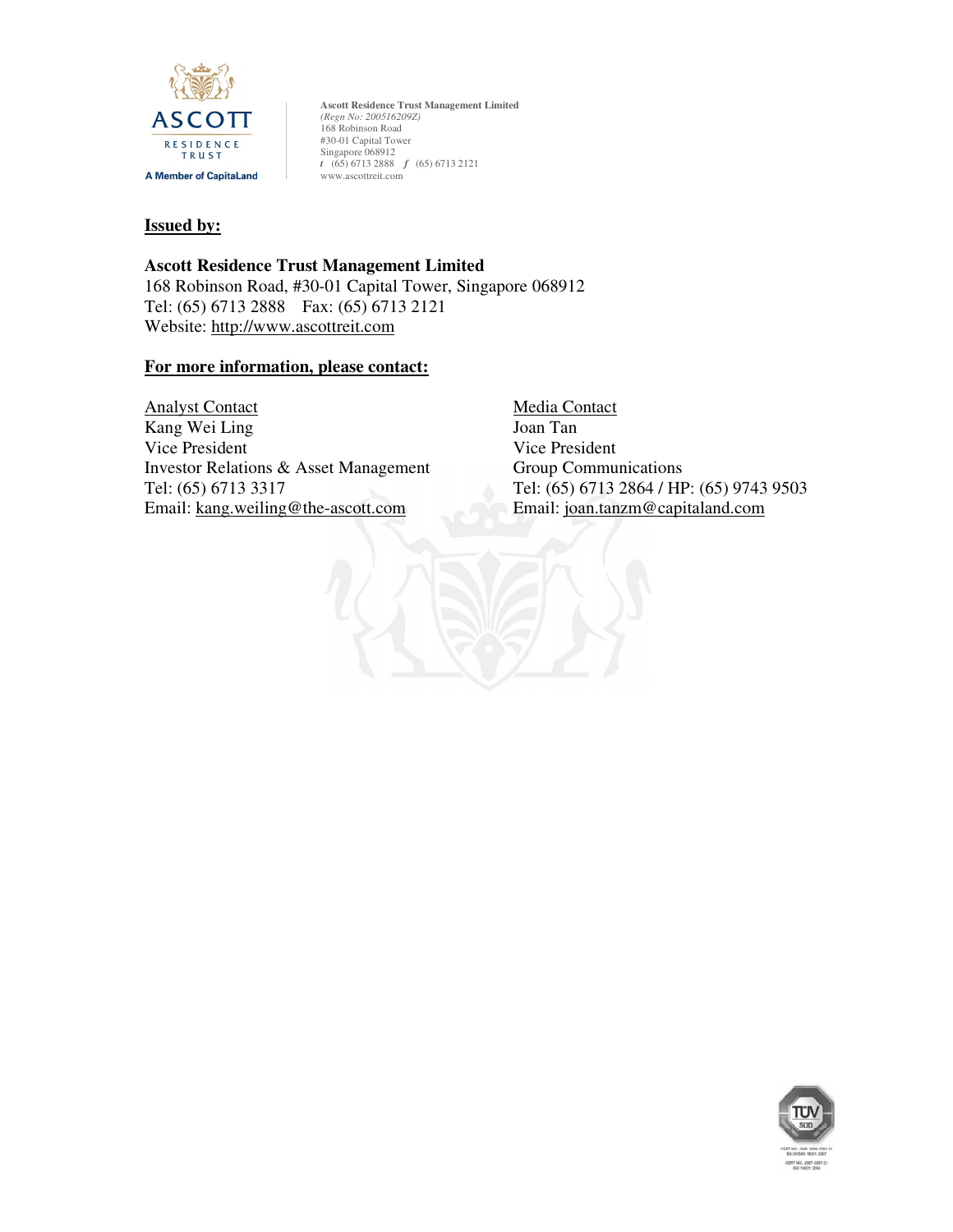**Issued by:**

**Ascott Residence Trust Management Limited**
168 Robinson Road, #30-01 Capital Tower, Singapore 068912
Tel: (65) 6713 2888 Fax: (65) 6713 2121
Website: http://www.ascottreit.com

**For more information, please contact:**

Analyst Contact
Kang Wei Ling
Vice President
Investor Relations & Asset Management
Tel: (65) 6713 3317
Email: kang.weiling@the-ascott.com

Media Contact
Joan Tan
Vice President
Group Communications
Tel: (65) 6713 2864 / HP: (65) 9743 9503
Email: joan.tanzm@capitaland.com